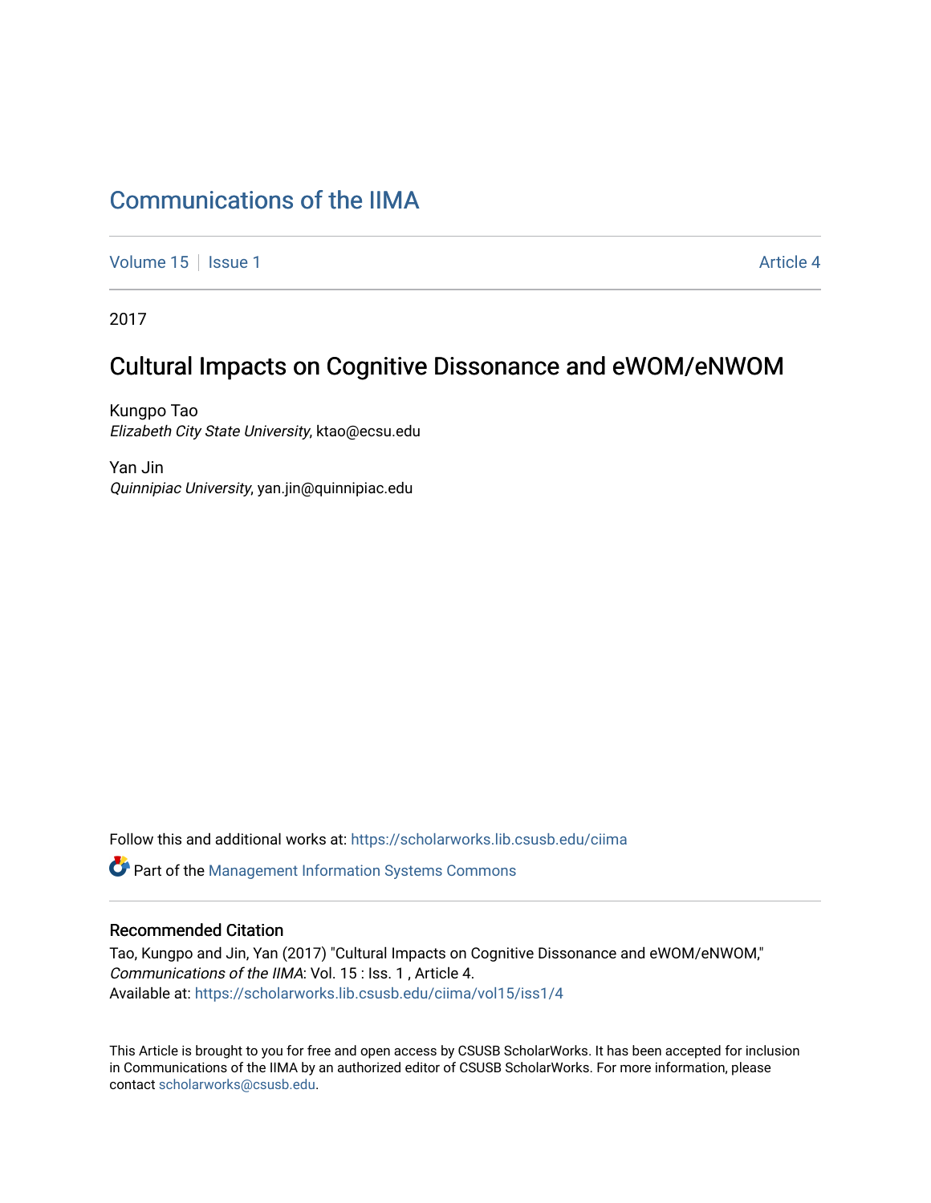# Communications of the IIMA

Volume 15 | Issue 1 | Article 4

2017

## Cultural Impacts on Cognitive Dissonance and eWOM/eNWOM

Kungpo Tao
*Elizabeth City State University*, ktao@ecsu.edu

Yan Jin
*Quinnipiac University*, yan.jin@quinnipiac.edu

Follow this and additional works at: https://scholarworks.lib.csusb.edu/ciima

Part of the Management Information Systems Commons

### Recommended Citation

Tao, Kungpo and Jin, Yan (2017) "Cultural Impacts on Cognitive Dissonance and eWOM/eNWOM," *Communications of the IIMA*: Vol. 15 : Iss. 1 , Article 4.
Available at: https://scholarworks.lib.csusb.edu/ciima/vol15/iss1/4

This Article is brought to you for free and open access by CSUSB ScholarWorks. It has been accepted for inclusion in Communications of the IIMA by an authorized editor of CSUSB ScholarWorks. For more information, please contact scholarworks@csusb.edu.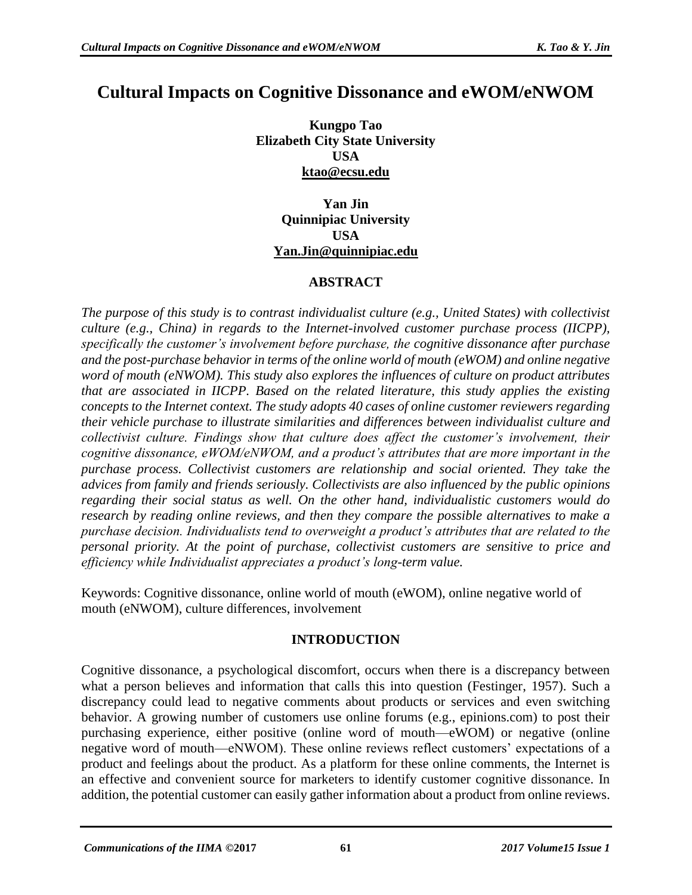# Cultural Impacts on Cognitive Dissonance and eWOM/eNWOM

**Kungpo Tao**
**Elizabeth City State University**
**USA**
**ktao@ecsu.edu**

**Yan Jin**
**Quinnipiac University**
**USA**
**Yan.Jin@quinnipiac.edu**

## ABSTRACT

*The purpose of this study is to contrast individualist culture (e.g., United States) with collectivist culture (e.g., China) in regards to the Internet-involved customer purchase process (IICPP), specifically the customer's involvement before purchase, the cognitive dissonance after purchase and the post-purchase behavior in terms of the online world of mouth (eWOM) and online negative word of mouth (eNWOM). This study also explores the influences of culture on product attributes that are associated in IICPP. Based on the related literature, this study applies the existing concepts to the Internet context. The study adopts 40 cases of online customer reviewers regarding their vehicle purchase to illustrate similarities and differences between individualist culture and collectivist culture. Findings show that culture does affect the customer's involvement, their cognitive dissonance, eWOM/eNWOM, and a product's attributes that are more important in the purchase process. Collectivist customers are relationship and social oriented. They take the advices from family and friends seriously. Collectivists are also influenced by the public opinions regarding their social status as well. On the other hand, individualistic customers would do research by reading online reviews, and then they compare the possible alternatives to make a purchase decision. Individualists tend to overweight a product's attributes that are related to the personal priority. At the point of purchase, collectivist customers are sensitive to price and efficiency while Individualist appreciates a product's long-term value.*

Keywords: Cognitive dissonance, online world of mouth (eWOM), online negative world of mouth (eNWOM), culture differences, involvement

## INTRODUCTION

Cognitive dissonance, a psychological discomfort, occurs when there is a discrepancy between what a person believes and information that calls this into question (Festinger, 1957). Such a discrepancy could lead to negative comments about products or services and even switching behavior. A growing number of customers use online forums (e.g., epinions.com) to post their purchasing experience, either positive (online word of mouth—eWOM) or negative (online negative word of mouth—eNWOM). These online reviews reflect customers' expectations of a product and feelings about the product. As a platform for these online comments, the Internet is an effective and convenient source for marketers to identify customer cognitive dissonance. In addition, the potential customer can easily gather information about a product from online reviews.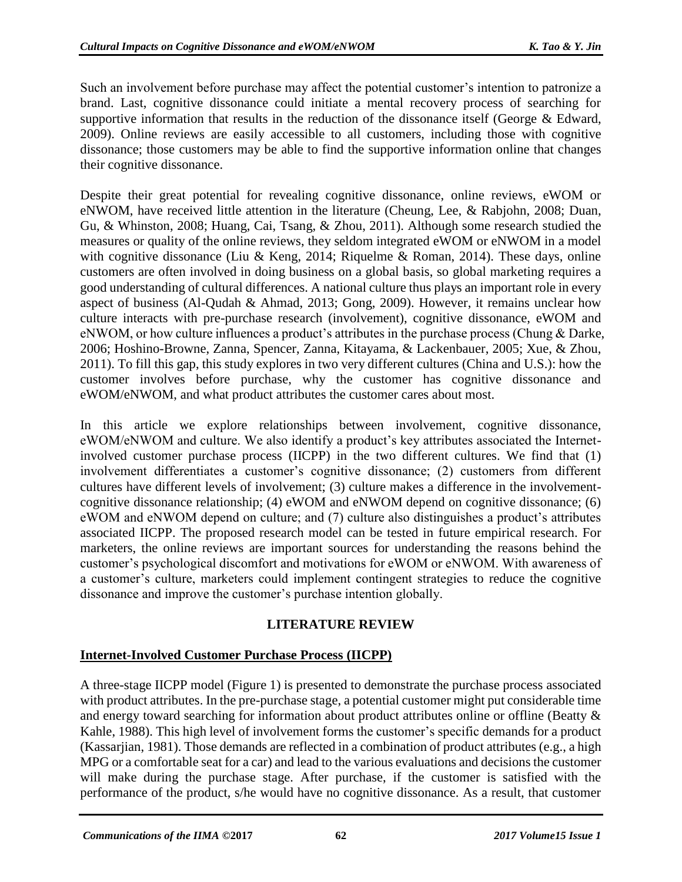Such an involvement before purchase may affect the potential customer's intention to patronize a brand. Last, cognitive dissonance could initiate a mental recovery process of searching for supportive information that results in the reduction of the dissonance itself (George & Edward, 2009). Online reviews are easily accessible to all customers, including those with cognitive dissonance; those customers may be able to find the supportive information online that changes their cognitive dissonance.

Despite their great potential for revealing cognitive dissonance, online reviews, eWOM or eNWOM, have received little attention in the literature (Cheung, Lee, & Rabjohn, 2008; Duan, Gu, & Whinston, 2008; Huang, Cai, Tsang, & Zhou, 2011). Although some research studied the measures or quality of the online reviews, they seldom integrated eWOM or eNWOM in a model with cognitive dissonance (Liu & Keng, 2014; Riquelme & Roman, 2014). These days, online customers are often involved in doing business on a global basis, so global marketing requires a good understanding of cultural differences. A national culture thus plays an important role in every aspect of business (Al-Qudah & Ahmad, 2013; Gong, 2009). However, it remains unclear how culture interacts with pre-purchase research (involvement), cognitive dissonance, eWOM and eNWOM, or how culture influences a product's attributes in the purchase process (Chung & Darke, 2006; Hoshino-Browne, Zanna, Spencer, Zanna, Kitayama, & Lackenbauer, 2005; Xue, & Zhou, 2011). To fill this gap, this study explores in two very different cultures (China and U.S.): how the customer involves before purchase, why the customer has cognitive dissonance and eWOM/eNWOM, and what product attributes the customer cares about most.

In this article we explore relationships between involvement, cognitive dissonance, eWOM/eNWOM and culture. We also identify a product's key attributes associated the Internet-involved customer purchase process (IICPP) in the two different cultures. We find that (1) involvement differentiates a customer's cognitive dissonance; (2) customers from different cultures have different levels of involvement; (3) culture makes a difference in the involvement-cognitive dissonance relationship; (4) eWOM and eNWOM depend on cognitive dissonance; (6) eWOM and eNWOM depend on culture; and (7) culture also distinguishes a product's attributes associated IICPP. The proposed research model can be tested in future empirical research. For marketers, the online reviews are important sources for understanding the reasons behind the customer's psychological discomfort and motivations for eWOM or eNWOM. With awareness of a customer's culture, marketers could implement contingent strategies to reduce the cognitive dissonance and improve the customer's purchase intention globally.

## LITERATURE REVIEW

### Internet-Involved Customer Purchase Process (IICPP)

A three-stage IICPP model (Figure 1) is presented to demonstrate the purchase process associated with product attributes. In the pre-purchase stage, a potential customer might put considerable time and energy toward searching for information about product attributes online or offline (Beatty & Kahle, 1988). This high level of involvement forms the customer's specific demands for a product (Kassarjian, 1981). Those demands are reflected in a combination of product attributes (e.g., a high MPG or a comfortable seat for a car) and lead to the various evaluations and decisions the customer will make during the purchase stage. After purchase, if the customer is satisfied with the performance of the product, s/he would have no cognitive dissonance. As a result, that customer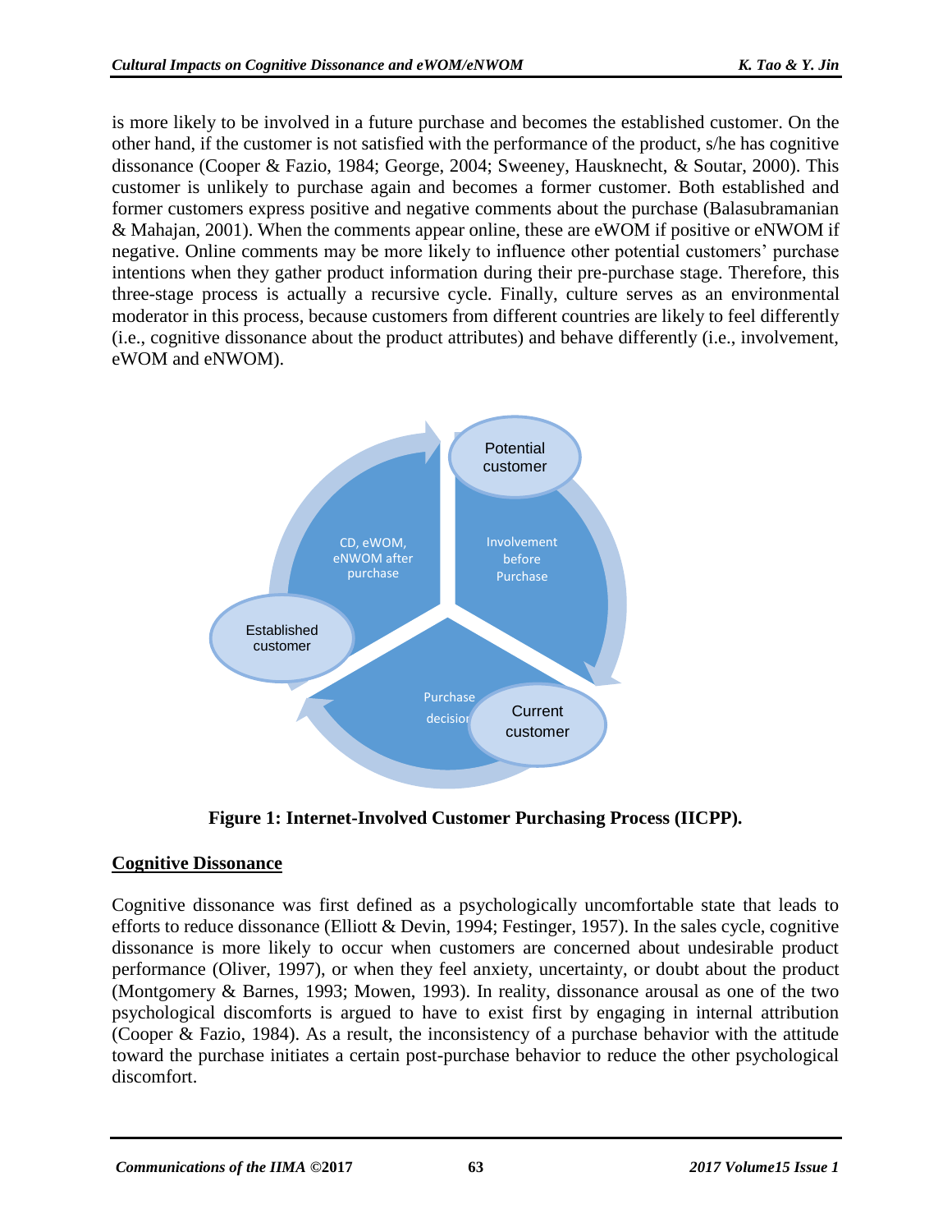is more likely to be involved in a future purchase and becomes the established customer. On the other hand, if the customer is not satisfied with the performance of the product, s/he has cognitive dissonance (Cooper & Fazio, 1984; George, 2004; Sweeney, Hausknecht, & Soutar, 2000). This customer is unlikely to purchase again and becomes a former customer. Both established and former customers express positive and negative comments about the purchase (Balasubramanian & Mahajan, 2001). When the comments appear online, these are eWOM if positive or eNWOM if negative. Online comments may be more likely to influence other potential customers' purchase intentions when they gather product information during their pre-purchase stage. Therefore, this three-stage process is actually a recursive cycle. Finally, culture serves as an environmental moderator in this process, because customers from different countries are likely to feel differently (i.e., cognitive dissonance about the product attributes) and behave differently (i.e., involvement, eWOM and eNWOM).

**Figure 1: Internet-Involved Customer Purchasing Process (IICPP).**

## Cognitive Dissonance

Cognitive dissonance was first defined as a psychologically uncomfortable state that leads to efforts to reduce dissonance (Elliott & Devin, 1994; Festinger, 1957). In the sales cycle, cognitive dissonance is more likely to occur when customers are concerned about undesirable product performance (Oliver, 1997), or when they feel anxiety, uncertainty, or doubt about the product (Montgomery & Barnes, 1993; Mowen, 1993). In reality, dissonance arousal as one of the two psychological discomforts is argued to have to exist first by engaging in internal attribution (Cooper & Fazio, 1984). As a result, the inconsistency of a purchase behavior with the attitude toward the purchase initiates a certain post-purchase behavior to reduce the other psychological discomfort.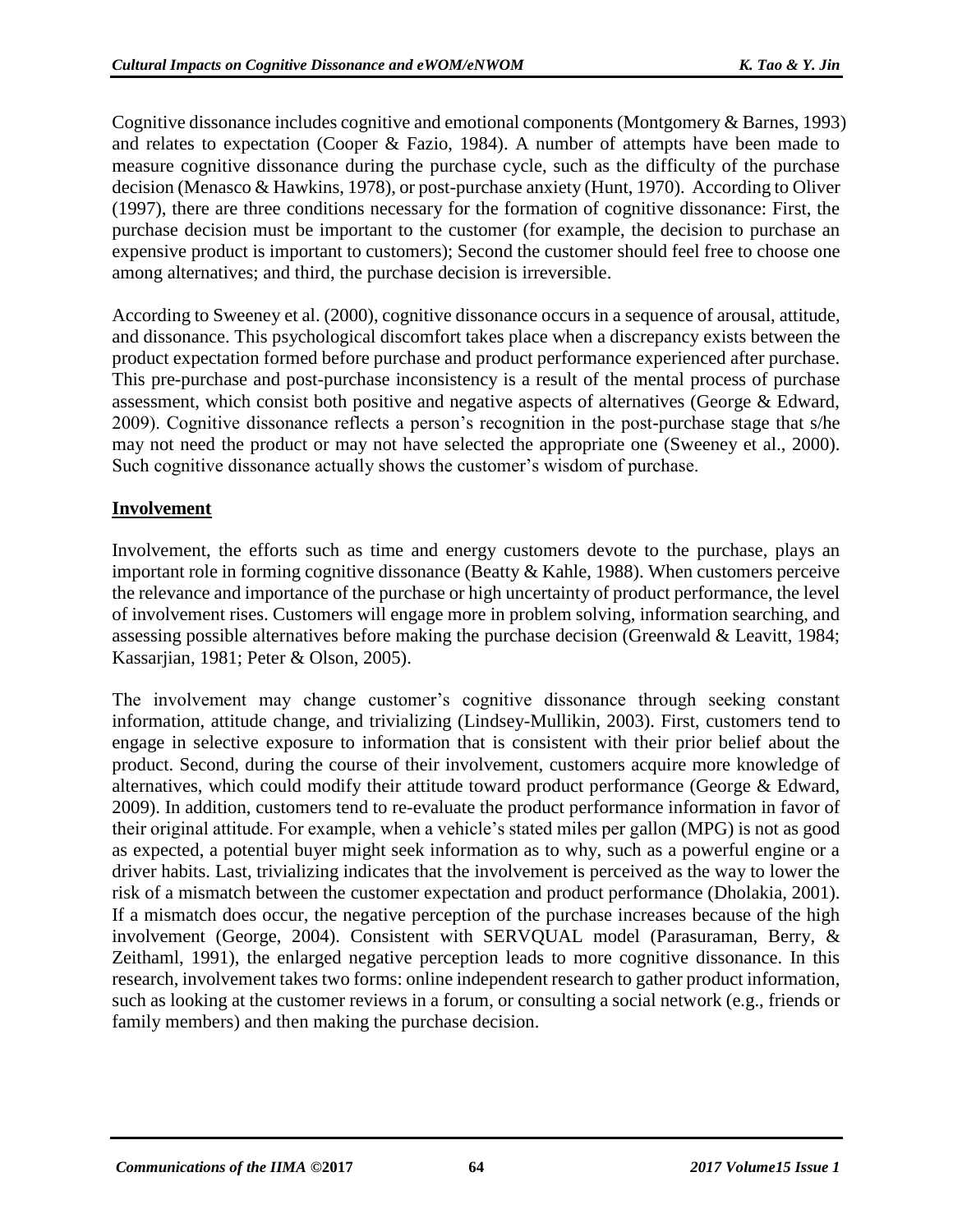Cognitive dissonance includes cognitive and emotional components (Montgomery & Barnes, 1993) and relates to expectation (Cooper & Fazio, 1984). A number of attempts have been made to measure cognitive dissonance during the purchase cycle, such as the difficulty of the purchase decision (Menasco & Hawkins, 1978), or post-purchase anxiety (Hunt, 1970). According to Oliver (1997), there are three conditions necessary for the formation of cognitive dissonance: First, the purchase decision must be important to the customer (for example, the decision to purchase an expensive product is important to customers); Second the customer should feel free to choose one among alternatives; and third, the purchase decision is irreversible.

According to Sweeney et al. (2000), cognitive dissonance occurs in a sequence of arousal, attitude, and dissonance. This psychological discomfort takes place when a discrepancy exists between the product expectation formed before purchase and product performance experienced after purchase. This pre-purchase and post-purchase inconsistency is a result of the mental process of purchase assessment, which consist both positive and negative aspects of alternatives (George & Edward, 2009). Cognitive dissonance reflects a person's recognition in the post-purchase stage that s/he may not need the product or may not have selected the appropriate one (Sweeney et al., 2000). Such cognitive dissonance actually shows the customer's wisdom of purchase.

## Involvement

Involvement, the efforts such as time and energy customers devote to the purchase, plays an important role in forming cognitive dissonance (Beatty & Kahle, 1988). When customers perceive the relevance and importance of the purchase or high uncertainty of product performance, the level of involvement rises. Customers will engage more in problem solving, information searching, and assessing possible alternatives before making the purchase decision (Greenwald & Leavitt, 1984; Kassarjian, 1981; Peter & Olson, 2005).

The involvement may change customer's cognitive dissonance through seeking constant information, attitude change, and trivializing (Lindsey-Mullikin, 2003). First, customers tend to engage in selective exposure to information that is consistent with their prior belief about the product. Second, during the course of their involvement, customers acquire more knowledge of alternatives, which could modify their attitude toward product performance (George & Edward, 2009). In addition, customers tend to re-evaluate the product performance information in favor of their original attitude. For example, when a vehicle's stated miles per gallon (MPG) is not as good as expected, a potential buyer might seek information as to why, such as a powerful engine or a driver habits. Last, trivializing indicates that the involvement is perceived as the way to lower the risk of a mismatch between the customer expectation and product performance (Dholakia, 2001). If a mismatch does occur, the negative perception of the purchase increases because of the high involvement (George, 2004). Consistent with SERVQUAL model (Parasuraman, Berry, & Zeithaml, 1991), the enlarged negative perception leads to more cognitive dissonance. In this research, involvement takes two forms: online independent research to gather product information, such as looking at the customer reviews in a forum, or consulting a social network (e.g., friends or family members) and then making the purchase decision.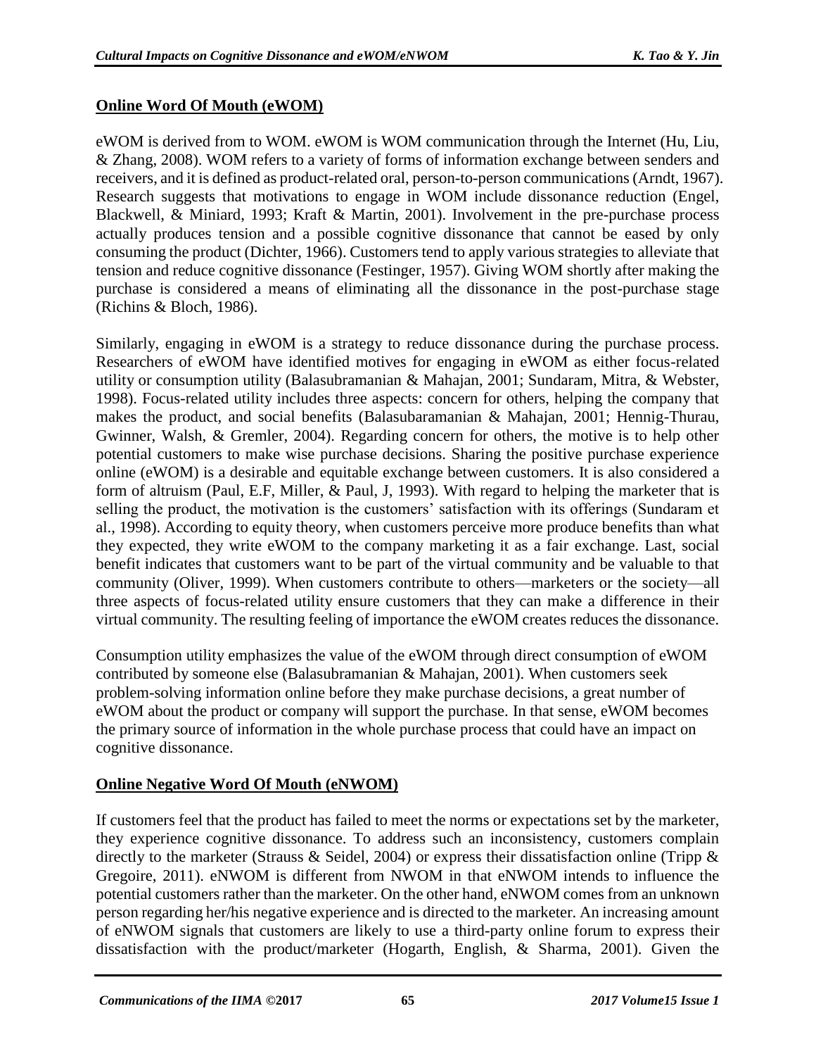## Online Word Of Mouth (eWOM)

eWOM is derived from to WOM. eWOM is WOM communication through the Internet (Hu, Liu, & Zhang, 2008). WOM refers to a variety of forms of information exchange between senders and receivers, and it is defined as product-related oral, person-to-person communications (Arndt, 1967). Research suggests that motivations to engage in WOM include dissonance reduction (Engel, Blackwell, & Miniard, 1993; Kraft & Martin, 2001). Involvement in the pre-purchase process actually produces tension and a possible cognitive dissonance that cannot be eased by only consuming the product (Dichter, 1966). Customers tend to apply various strategies to alleviate that tension and reduce cognitive dissonance (Festinger, 1957). Giving WOM shortly after making the purchase is considered a means of eliminating all the dissonance in the post-purchase stage (Richins & Bloch, 1986).

Similarly, engaging in eWOM is a strategy to reduce dissonance during the purchase process. Researchers of eWOM have identified motives for engaging in eWOM as either focus-related utility or consumption utility (Balasubramanian & Mahajan, 2001; Sundaram, Mitra, & Webster, 1998). Focus-related utility includes three aspects: concern for others, helping the company that makes the product, and social benefits (Balasubaramanian & Mahajan, 2001; Hennig-Thurau, Gwinner, Walsh, & Gremler, 2004). Regarding concern for others, the motive is to help other potential customers to make wise purchase decisions. Sharing the positive purchase experience online (eWOM) is a desirable and equitable exchange between customers. It is also considered a form of altruism (Paul, E.F, Miller, & Paul, J, 1993). With regard to helping the marketer that is selling the product, the motivation is the customers' satisfaction with its offerings (Sundaram et al., 1998). According to equity theory, when customers perceive more produce benefits than what they expected, they write eWOM to the company marketing it as a fair exchange. Last, social benefit indicates that customers want to be part of the virtual community and be valuable to that community (Oliver, 1999). When customers contribute to others—marketers or the society—all three aspects of focus-related utility ensure customers that they can make a difference in their virtual community. The resulting feeling of importance the eWOM creates reduces the dissonance.

Consumption utility emphasizes the value of the eWOM through direct consumption of eWOM contributed by someone else (Balasubramanian & Mahajan, 2001). When customers seek problem-solving information online before they make purchase decisions, a great number of eWOM about the product or company will support the purchase. In that sense, eWOM becomes the primary source of information in the whole purchase process that could have an impact on cognitive dissonance.

## Online Negative Word Of Mouth (eNWOM)

If customers feel that the product has failed to meet the norms or expectations set by the marketer, they experience cognitive dissonance. To address such an inconsistency, customers complain directly to the marketer (Strauss & Seidel, 2004) or express their dissatisfaction online (Tripp & Gregoire, 2011). eNWOM is different from NWOM in that eNWOM intends to influence the potential customers rather than the marketer. On the other hand, eNWOM comes from an unknown person regarding her/his negative experience and is directed to the marketer. An increasing amount of eNWOM signals that customers are likely to use a third-party online forum to express their dissatisfaction with the product/marketer (Hogarth, English, & Sharma, 2001). Given the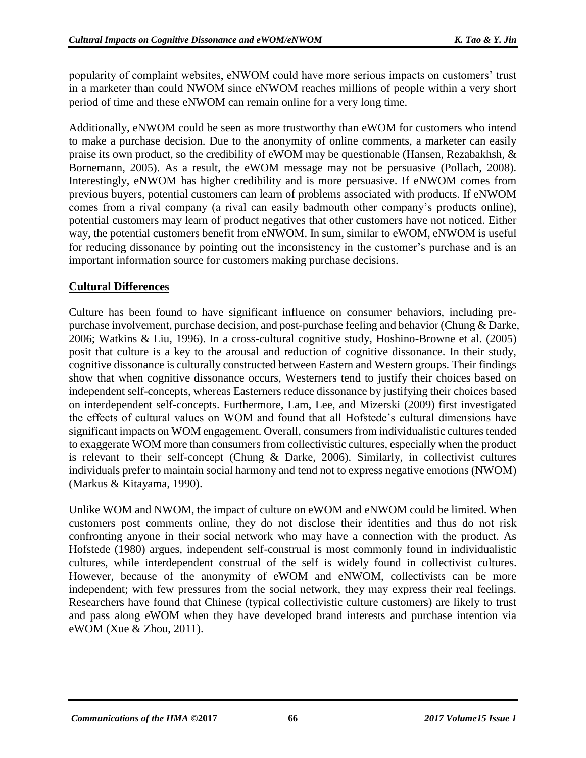popularity of complaint websites, eNWOM could have more serious impacts on customers' trust in a marketer than could NWOM since eNWOM reaches millions of people within a very short period of time and these eNWOM can remain online for a very long time.

Additionally, eNWOM could be seen as more trustworthy than eWOM for customers who intend to make a purchase decision. Due to the anonymity of online comments, a marketer can easily praise its own product, so the credibility of eWOM may be questionable (Hansen, Rezabakhsh, & Bornemann, 2005). As a result, the eWOM message may not be persuasive (Pollach, 2008). Interestingly, eNWOM has higher credibility and is more persuasive. If eNWOM comes from previous buyers, potential customers can learn of problems associated with products. If eNWOM comes from a rival company (a rival can easily badmouth other company's products online), potential customers may learn of product negatives that other customers have not noticed. Either way, the potential customers benefit from eNWOM. In sum, similar to eWOM, eNWOM is useful for reducing dissonance by pointing out the inconsistency in the customer's purchase and is an important information source for customers making purchase decisions.

## Cultural Differences

Culture has been found to have significant influence on consumer behaviors, including pre-purchase involvement, purchase decision, and post-purchase feeling and behavior (Chung & Darke, 2006; Watkins & Liu, 1996). In a cross-cultural cognitive study, Hoshino-Browne et al. (2005) posit that culture is a key to the arousal and reduction of cognitive dissonance. In their study, cognitive dissonance is culturally constructed between Eastern and Western groups. Their findings show that when cognitive dissonance occurs, Westerners tend to justify their choices based on independent self-concepts, whereas Easterners reduce dissonance by justifying their choices based on interdependent self-concepts. Furthermore, Lam, Lee, and Mizerski (2009) first investigated the effects of cultural values on WOM and found that all Hofstede's cultural dimensions have significant impacts on WOM engagement. Overall, consumers from individualistic cultures tended to exaggerate WOM more than consumers from collectivistic cultures, especially when the product is relevant to their self-concept (Chung & Darke, 2006). Similarly, in collectivist cultures individuals prefer to maintain social harmony and tend not to express negative emotions (NWOM) (Markus & Kitayama, 1990).

Unlike WOM and NWOM, the impact of culture on eWOM and eNWOM could be limited. When customers post comments online, they do not disclose their identities and thus do not risk confronting anyone in their social network who may have a connection with the product. As Hofstede (1980) argues, independent self-construal is most commonly found in individualistic cultures, while interdependent construal of the self is widely found in collectivist cultures. However, because of the anonymity of eWOM and eNWOM, collectivists can be more independent; with few pressures from the social network, they may express their real feelings. Researchers have found that Chinese (typical collectivistic culture customers) are likely to trust and pass along eWOM when they have developed brand interests and purchase intention via eWOM (Xue & Zhou, 2011).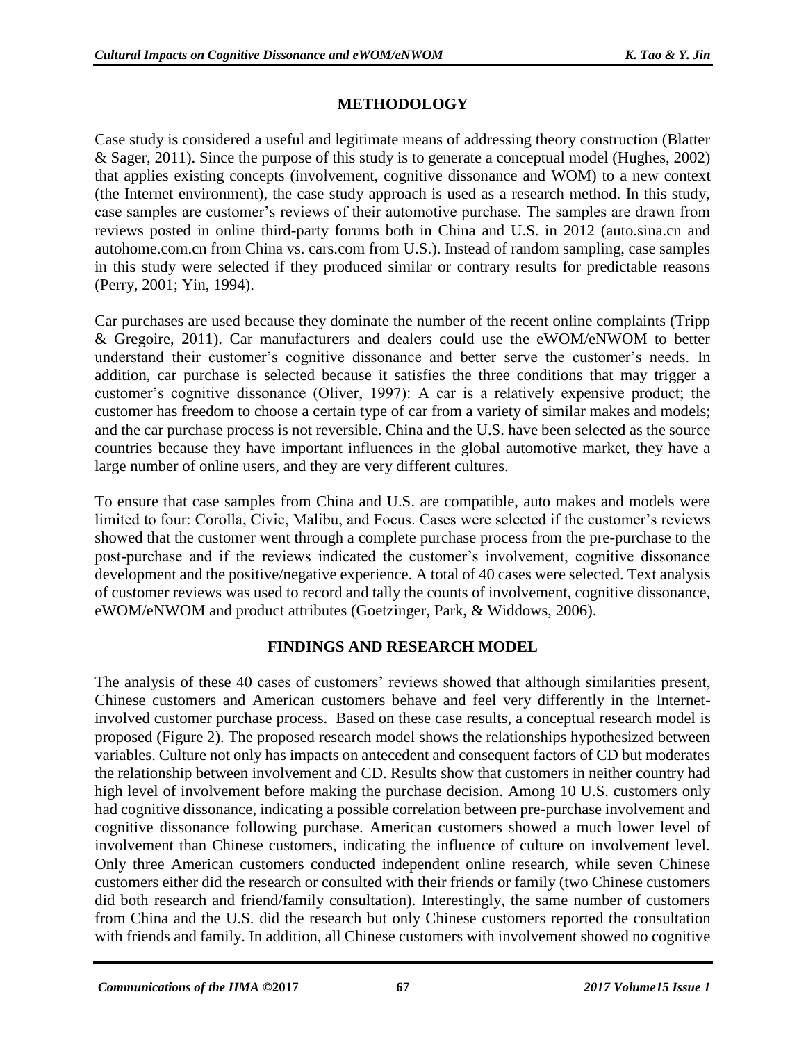## METHODOLOGY

Case study is considered a useful and legitimate means of addressing theory construction (Blatter & Sager, 2011). Since the purpose of this study is to generate a conceptual model (Hughes, 2002) that applies existing concepts (involvement, cognitive dissonance and WOM) to a new context (the Internet environment), the case study approach is used as a research method. In this study, case samples are customer's reviews of their automotive purchase. The samples are drawn from reviews posted in online third-party forums both in China and U.S. in 2012 (auto.sina.cn and autohome.com.cn from China vs. cars.com from U.S.). Instead of random sampling, case samples in this study were selected if they produced similar or contrary results for predictable reasons (Perry, 2001; Yin, 1994).

Car purchases are used because they dominate the number of the recent online complaints (Tripp & Gregoire, 2011). Car manufacturers and dealers could use the eWOM/eNWOM to better understand their customer's cognitive dissonance and better serve the customer's needs. In addition, car purchase is selected because it satisfies the three conditions that may trigger a customer's cognitive dissonance (Oliver, 1997): A car is a relatively expensive product; the customer has freedom to choose a certain type of car from a variety of similar makes and models; and the car purchase process is not reversible. China and the U.S. have been selected as the source countries because they have important influences in the global automotive market, they have a large number of online users, and they are very different cultures.

To ensure that case samples from China and U.S. are compatible, auto makes and models were limited to four: Corolla, Civic, Malibu, and Focus. Cases were selected if the customer's reviews showed that the customer went through a complete purchase process from the pre-purchase to the post-purchase and if the reviews indicated the customer's involvement, cognitive dissonance development and the positive/negative experience. A total of 40 cases were selected. Text analysis of customer reviews was used to record and tally the counts of involvement, cognitive dissonance, eWOM/eNWOM and product attributes (Goetzinger, Park, & Widdows, 2006).

## FINDINGS AND RESEARCH MODEL

The analysis of these 40 cases of customers' reviews showed that although similarities present, Chinese customers and American customers behave and feel very differently in the Internet-involved customer purchase process. Based on these case results, a conceptual research model is proposed (Figure 2). The proposed research model shows the relationships hypothesized between variables. Culture not only has impacts on antecedent and consequent factors of CD but moderates the relationship between involvement and CD. Results show that customers in neither country had high level of involvement before making the purchase decision. Among 10 U.S. customers only had cognitive dissonance, indicating a possible correlation between pre-purchase involvement and cognitive dissonance following purchase. American customers showed a much lower level of involvement than Chinese customers, indicating the influence of culture on involvement level. Only three American customers conducted independent online research, while seven Chinese customers either did the research or consulted with their friends or family (two Chinese customers did both research and friend/family consultation). Interestingly, the same number of customers from China and the U.S. did the research but only Chinese customers reported the consultation with friends and family. In addition, all Chinese customers with involvement showed no cognitive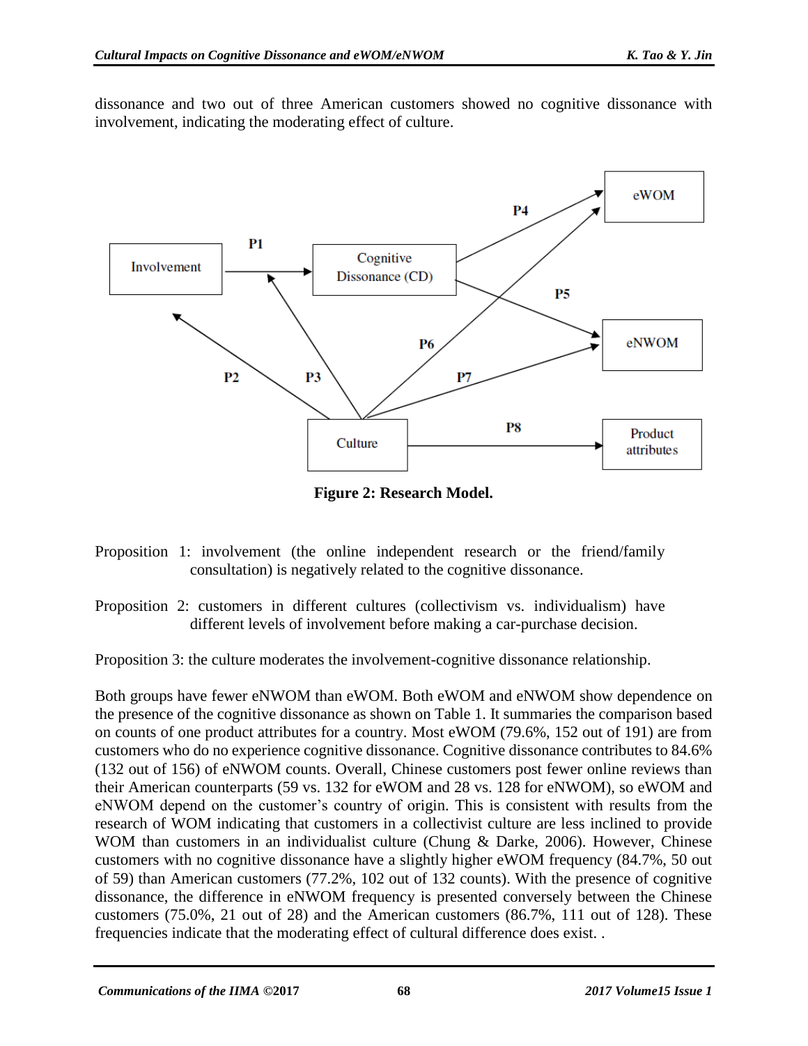dissonance and two out of three American customers showed no cognitive dissonance with involvement, indicating the moderating effect of culture.

**Figure 2: Research Model.**

Proposition 1: involvement (the online independent research or the friend/family consultation) is negatively related to the cognitive dissonance.

Proposition 2: customers in different cultures (collectivism vs. individualism) have different levels of involvement before making a car-purchase decision.

Proposition 3: the culture moderates the involvement-cognitive dissonance relationship.

Both groups have fewer eNWOM than eWOM. Both eWOM and eNWOM show dependence on the presence of the cognitive dissonance as shown on Table 1. It summaries the comparison based on counts of one product attributes for a country. Most eWOM (79.6%, 152 out of 191) are from customers who do no experience cognitive dissonance. Cognitive dissonance contributes to 84.6% (132 out of 156) of eNWOM counts. Overall, Chinese customers post fewer online reviews than their American counterparts (59 vs. 132 for eWOM and 28 vs. 128 for eNWOM), so eWOM and eNWOM depend on the customer's country of origin. This is consistent with results from the research of WOM indicating that customers in a collectivist culture are less inclined to provide WOM than customers in an individualist culture (Chung & Darke, 2006). However, Chinese customers with no cognitive dissonance have a slightly higher eWOM frequency (84.7%, 50 out of 59) than American customers (77.2%, 102 out of 132 counts). With the presence of cognitive dissonance, the difference in eNWOM frequency is presented conversely between the Chinese customers (75.0%, 21 out of 28) and the American customers (86.7%, 111 out of 128). These frequencies indicate that the moderating effect of cultural difference does exist. .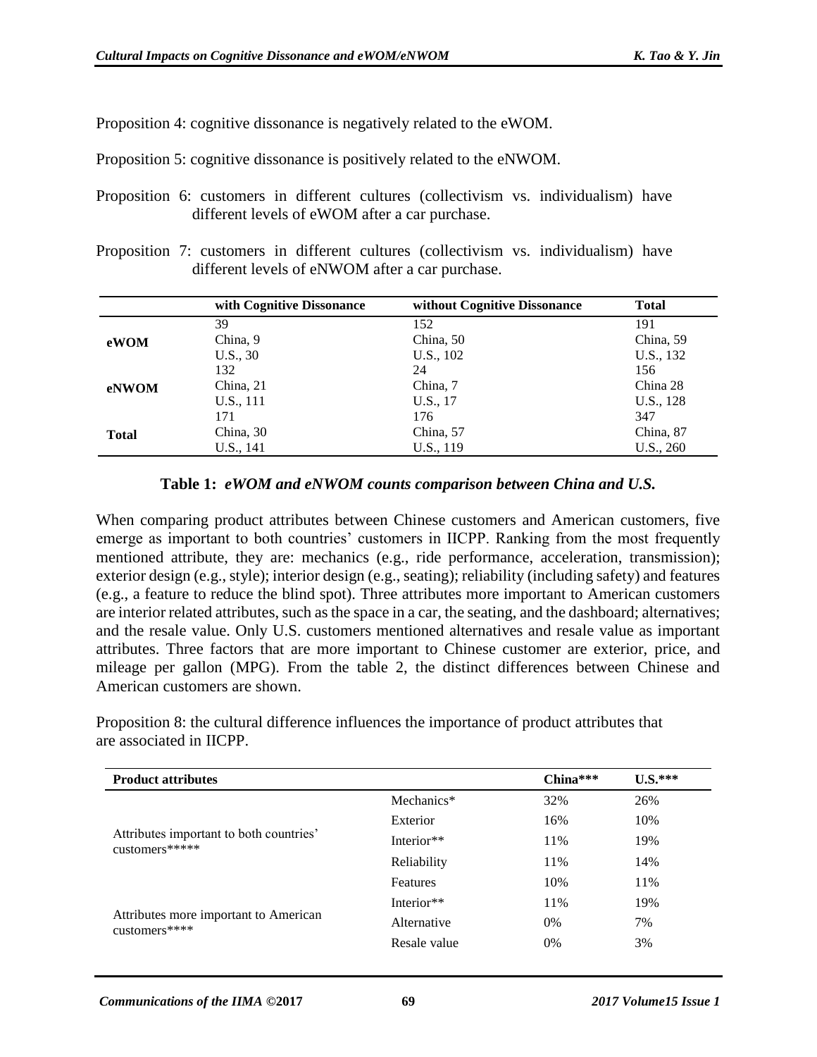Proposition 4: cognitive dissonance is negatively related to the eWOM.

Proposition 5: cognitive dissonance is positively related to the eNWOM.

Proposition 6: customers in different cultures (collectivism vs. individualism) have different levels of eWOM after a car purchase.

Proposition 7: customers in different cultures (collectivism vs. individualism) have different levels of eNWOM after a car purchase.

| | with Cognitive Dissonance | without Cognitive Dissonance | Total |
|---|---|---|---|
| **eWOM** | 39<br>China, 9<br>U.S., 30 | 152<br>China, 50<br>U.S., 102 | 191<br>China, 59<br>U.S., 132 |
| **eNWOM** | 132<br>China, 21<br>U.S., 111 | 24<br>China, 7<br>U.S., 17 | 156<br>China 28<br>U.S., 128 |
| **Total** | 171<br>China, 30<br>U.S., 141 | 176<br>China, 57<br>U.S., 119 | 347<br>China, 87<br>U.S., 260 |

**Table 1:** ***eWOM and eNWOM counts comparison between China and U.S.***

When comparing product attributes between Chinese customers and American customers, five emerge as important to both countries' customers in IICPP. Ranking from the most frequently mentioned attribute, they are: mechanics (e.g., ride performance, acceleration, transmission); exterior design (e.g., style); interior design (e.g., seating); reliability (including safety) and features (e.g., a feature to reduce the blind spot). Three attributes more important to American customers are interior related attributes, such as the space in a car, the seating, and the dashboard; alternatives; and the resale value. Only U.S. customers mentioned alternatives and resale value as important attributes. Three factors that are more important to Chinese customer are exterior, price, and mileage per gallon (MPG). From the table 2, the distinct differences between Chinese and American customers are shown.

Proposition 8: the cultural difference influences the importance of product attributes that are associated in IICPP.

| **Product attributes** | | **China\*\*\*** | **U.S.\*\*\*** |
|---|---|---|---|
| Attributes important to both countries' customers\*\*\*\*\* | Mechanics\* | 32% | 26% |
| | Exterior | 16% | 10% |
| | Interior\*\* | 11% | 19% |
| | Reliability | 11% | 14% |
| | Features | 10% | 11% |
| Attributes more important to American customers\*\*\*\* | Interior\*\* | 11% | 19% |
| | Alternative | 0% | 7% |
| | Resale value | 0% | 3% |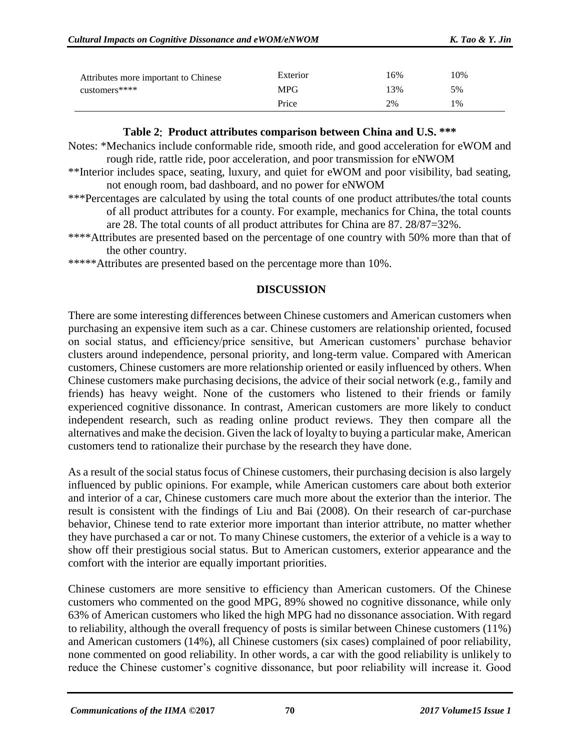| | | | |
|---|---|---|---|
| Attributes more important to Chinese customers**** | Exterior | 16% | 10% |
| | MPG | 13% | 5% |
| | Price | 2% | 1% |

**Table 2: Product attributes comparison between China and U.S. *****

Notes: *Mechanics include conformable ride, smooth ride, and good acceleration for eWOM and rough ride, rattle ride, poor acceleration, and poor transmission for eNWOM

**Interior includes space, seating, luxury, and quiet for eWOM and poor visibility, bad seating, not enough room, bad dashboard, and no power for eNWOM

***Percentages are calculated by using the total counts of one product attributes/the total counts of all product attributes for a county. For example, mechanics for China, the total counts are 28. The total counts of all product attributes for China are 87. 28/87=32%.

****Attributes are presented based on the percentage of one country with 50% more than that of the other country.

*****Attributes are presented based on the percentage more than 10%.

## DISCUSSION

There are some interesting differences between Chinese customers and American customers when purchasing an expensive item such as a car. Chinese customers are relationship oriented, focused on social status, and efficiency/price sensitive, but American customers' purchase behavior clusters around independence, personal priority, and long-term value. Compared with American customers, Chinese customers are more relationship oriented or easily influenced by others. When Chinese customers make purchasing decisions, the advice of their social network (e.g., family and friends) has heavy weight. None of the customers who listened to their friends or family experienced cognitive dissonance. In contrast, American customers are more likely to conduct independent research, such as reading online product reviews. They then compare all the alternatives and make the decision. Given the lack of loyalty to buying a particular make, American customers tend to rationalize their purchase by the research they have done.

As a result of the social status focus of Chinese customers, their purchasing decision is also largely influenced by public opinions. For example, while American customers care about both exterior and interior of a car, Chinese customers care much more about the exterior than the interior. The result is consistent with the findings of Liu and Bai (2008). On their research of car-purchase behavior, Chinese tend to rate exterior more important than interior attribute, no matter whether they have purchased a car or not. To many Chinese customers, the exterior of a vehicle is a way to show off their prestigious social status. But to American customers, exterior appearance and the comfort with the interior are equally important priorities.

Chinese customers are more sensitive to efficiency than American customers. Of the Chinese customers who commented on the good MPG, 89% showed no cognitive dissonance, while only 63% of American customers who liked the high MPG had no dissonance association. With regard to reliability, although the overall frequency of posts is similar between Chinese customers (11%) and American customers (14%), all Chinese customers (six cases) complained of poor reliability, none commented on good reliability. In other words, a car with the good reliability is unlikely to reduce the Chinese customer's cognitive dissonance, but poor reliability will increase it. Good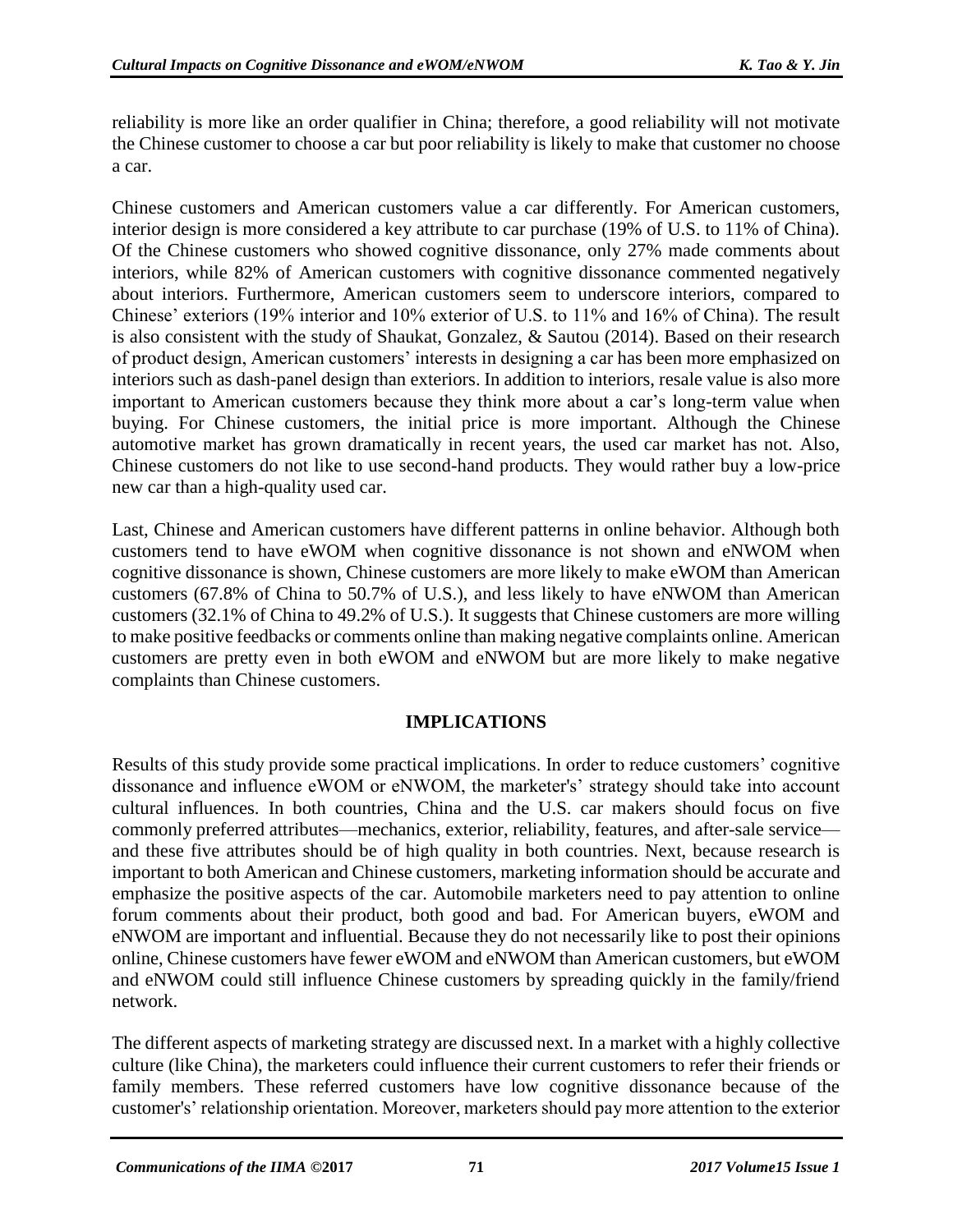reliability is more like an order qualifier in China; therefore, a good reliability will not motivate the Chinese customer to choose a car but poor reliability is likely to make that customer no choose a car.

Chinese customers and American customers value a car differently. For American customers, interior design is more considered a key attribute to car purchase (19% of U.S. to 11% of China). Of the Chinese customers who showed cognitive dissonance, only 27% made comments about interiors, while 82% of American customers with cognitive dissonance commented negatively about interiors. Furthermore, American customers seem to underscore interiors, compared to Chinese' exteriors (19% interior and 10% exterior of U.S. to 11% and 16% of China). The result is also consistent with the study of Shaukat, Gonzalez, & Sautou (2014). Based on their research of product design, American customers' interests in designing a car has been more emphasized on interiors such as dash-panel design than exteriors. In addition to interiors, resale value is also more important to American customers because they think more about a car's long-term value when buying. For Chinese customers, the initial price is more important. Although the Chinese automotive market has grown dramatically in recent years, the used car market has not. Also, Chinese customers do not like to use second-hand products. They would rather buy a low-price new car than a high-quality used car.

Last, Chinese and American customers have different patterns in online behavior. Although both customers tend to have eWOM when cognitive dissonance is not shown and eNWOM when cognitive dissonance is shown, Chinese customers are more likely to make eWOM than American customers (67.8% of China to 50.7% of U.S.), and less likely to have eNWOM than American customers (32.1% of China to 49.2% of U.S.). It suggests that Chinese customers are more willing to make positive feedbacks or comments online than making negative complaints online. American customers are pretty even in both eWOM and eNWOM but are more likely to make negative complaints than Chinese customers.

## IMPLICATIONS

Results of this study provide some practical implications. In order to reduce customers' cognitive dissonance and influence eWOM or eNWOM, the marketer's' strategy should take into account cultural influences. In both countries, China and the U.S. car makers should focus on five commonly preferred attributes—mechanics, exterior, reliability, features, and after-sale service—and these five attributes should be of high quality in both countries. Next, because research is important to both American and Chinese customers, marketing information should be accurate and emphasize the positive aspects of the car. Automobile marketers need to pay attention to online forum comments about their product, both good and bad. For American buyers, eWOM and eNWOM are important and influential. Because they do not necessarily like to post their opinions online, Chinese customers have fewer eWOM and eNWOM than American customers, but eWOM and eNWOM could still influence Chinese customers by spreading quickly in the family/friend network.

The different aspects of marketing strategy are discussed next. In a market with a highly collective culture (like China), the marketers could influence their current customers to refer their friends or family members. These referred customers have low cognitive dissonance because of the customer's' relationship orientation. Moreover, marketers should pay more attention to the exterior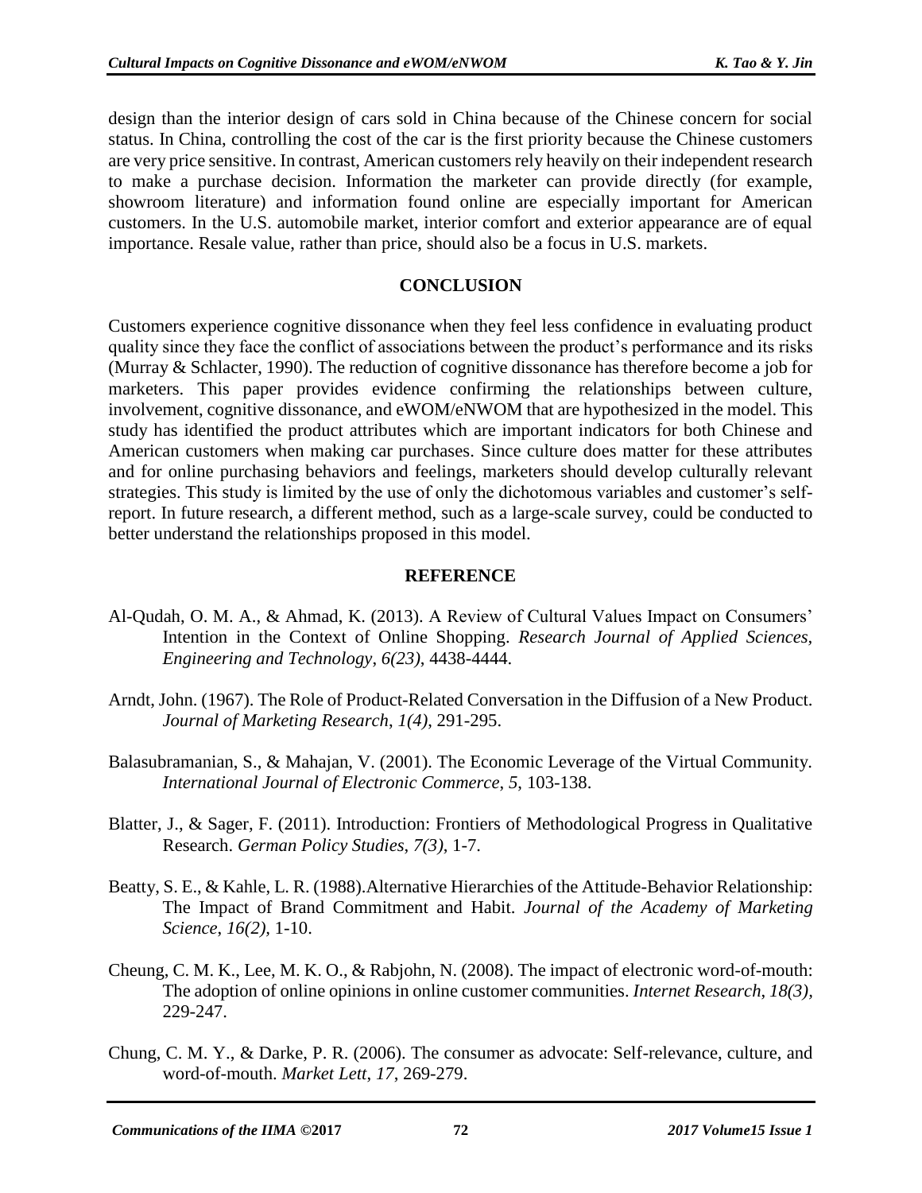design than the interior design of cars sold in China because of the Chinese concern for social status. In China, controlling the cost of the car is the first priority because the Chinese customers are very price sensitive. In contrast, American customers rely heavily on their independent research to make a purchase decision. Information the marketer can provide directly (for example, showroom literature) and information found online are especially important for American customers. In the U.S. automobile market, interior comfort and exterior appearance are of equal importance. Resale value, rather than price, should also be a focus in U.S. markets.

## CONCLUSION

Customers experience cognitive dissonance when they feel less confidence in evaluating product quality since they face the conflict of associations between the product's performance and its risks (Murray & Schlacter, 1990). The reduction of cognitive dissonance has therefore become a job for marketers. This paper provides evidence confirming the relationships between culture, involvement, cognitive dissonance, and eWOM/eNWOM that are hypothesized in the model. This study has identified the product attributes which are important indicators for both Chinese and American customers when making car purchases. Since culture does matter for these attributes and for online purchasing behaviors and feelings, marketers should develop culturally relevant strategies. This study is limited by the use of only the dichotomous variables and customer's self-report. In future research, a different method, such as a large-scale survey, could be conducted to better understand the relationships proposed in this model.

## REFERENCE

Al-Qudah, O. M. A., & Ahmad, K. (2013). A Review of Cultural Values Impact on Consumers' Intention in the Context of Online Shopping. *Research Journal of Applied Sciences, Engineering and Technology*, *6(23)*, 4438-4444.

Arndt, John. (1967). The Role of Product-Related Conversation in the Diffusion of a New Product. *Journal of Marketing Research*, *1(4)*, 291-295.

Balasubramanian, S., & Mahajan, V. (2001). The Economic Leverage of the Virtual Community. *International Journal of Electronic Commerce*, *5*, 103-138.

Blatter, J., & Sager, F. (2011). Introduction: Frontiers of Methodological Progress in Qualitative Research. *German Policy Studies*, *7(3)*, 1-7.

Beatty, S. E., & Kahle, L. R. (1988).Alternative Hierarchies of the Attitude-Behavior Relationship: The Impact of Brand Commitment and Habit. *Journal of the Academy of Marketing Science*, *16(2)*, 1-10.

Cheung, C. M. K., Lee, M. K. O., & Rabjohn, N. (2008). The impact of electronic word-of-mouth: The adoption of online opinions in online customer communities. *Internet Research*, *18(3)*, 229-247.

Chung, C. M. Y., & Darke, P. R. (2006). The consumer as advocate: Self-relevance, culture, and word-of-mouth. *Market Lett*, *17*, 269-279.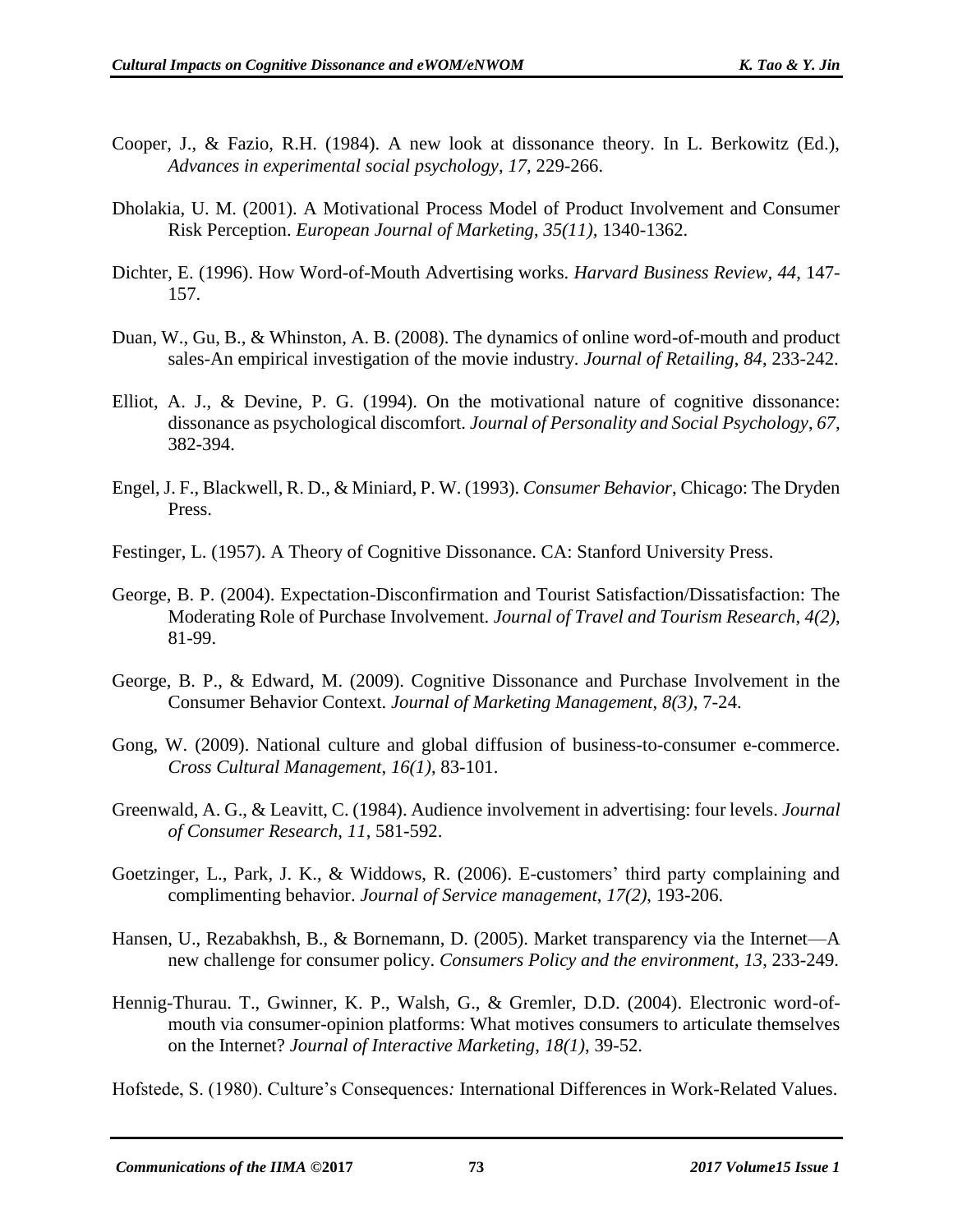Cooper, J., & Fazio, R.H. (1984). A new look at dissonance theory. In L. Berkowitz (Ed.), *Advances in experimental social psychology*, *17*, 229-266.

Dholakia, U. M. (2001). A Motivational Process Model of Product Involvement and Consumer Risk Perception. *European Journal of Marketing*, *35(11)*, 1340-1362.

Dichter, E. (1996). How Word-of-Mouth Advertising works. *Harvard Business Review*, *44*, 147-157.

Duan, W., Gu, B., & Whinston, A. B. (2008). The dynamics of online word-of-mouth and product sales-An empirical investigation of the movie industry. *Journal of Retailing, 84*, 233-242.

Elliot, A. J., & Devine, P. G. (1994). On the motivational nature of cognitive dissonance: dissonance as psychological discomfort. *Journal of Personality and Social Psychology*, *67*, 382-394.

Engel, J. F., Blackwell, R. D., & Miniard, P. W. (1993). *Consumer Behavior*, Chicago: The Dryden Press.

Festinger, L. (1957). A Theory of Cognitive Dissonance. CA: Stanford University Press.

George, B. P. (2004). Expectation-Disconfirmation and Tourist Satisfaction/Dissatisfaction: The Moderating Role of Purchase Involvement. *Journal of Travel and Tourism Research*, *4(2)*, 81-99.

George, B. P., & Edward, M. (2009). Cognitive Dissonance and Purchase Involvement in the Consumer Behavior Context. *Journal of Marketing Management*, *8(3)*, 7-24.

Gong, W. (2009). National culture and global diffusion of business-to-consumer e-commerce. *Cross Cultural Management*, *16(1)*, 83-101.

Greenwald, A. G., & Leavitt, C. (1984). Audience involvement in advertising: four levels. *Journal of Consumer Research*, *11*, 581-592.

Goetzinger, L., Park, J. K., & Widdows, R. (2006). E-customers' third party complaining and complimenting behavior. *Journal of Service management*, *17(2)*, 193-206.

Hansen, U., Rezabakhsh, B., & Bornemann, D. (2005). Market transparency via the Internet—A new challenge for consumer policy. *Consumers Policy and the environment*, *13*, 233-249.

Hennig-Thurau. T., Gwinner, K. P., Walsh, G., & Gremler, D.D. (2004). Electronic word-of-mouth via consumer-opinion platforms: What motives consumers to articulate themselves on the Internet? *Journal of Interactive Marketing*, *18(1)*, 39-52.

Hofstede, S. (1980). Culture's Consequences*:* International Differences in Work-Related Values.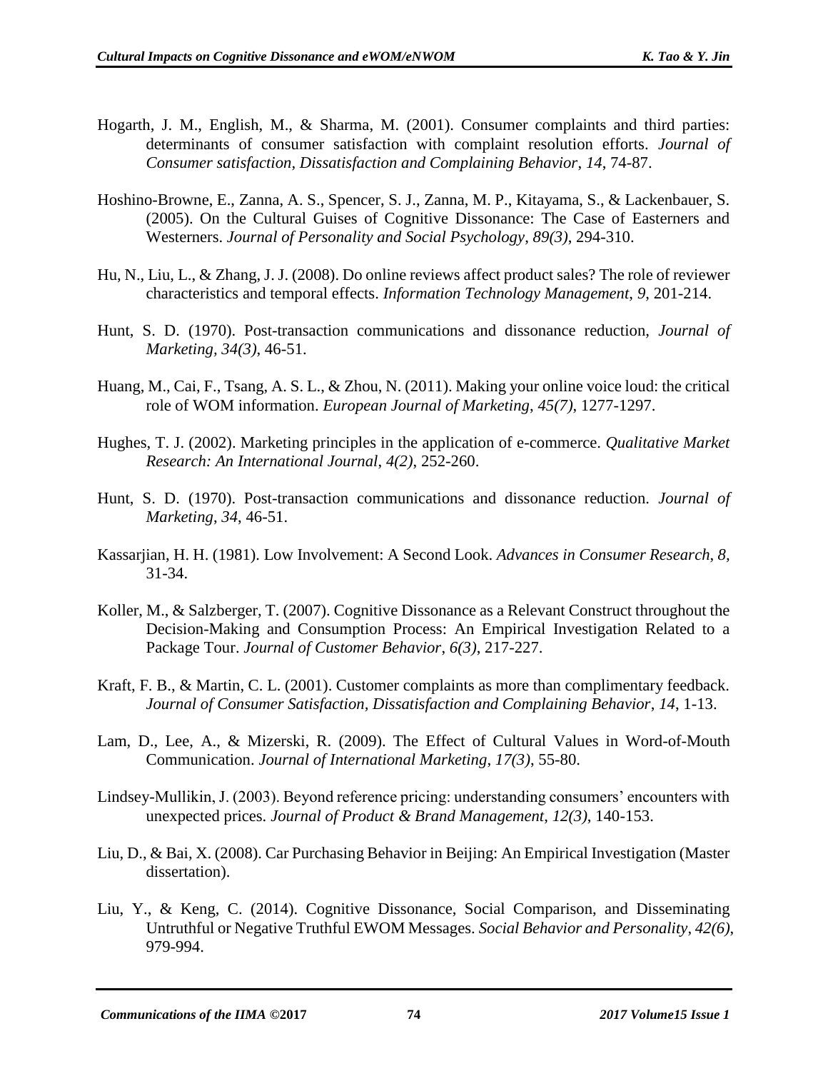Hogarth, J. M., English, M., & Sharma, M. (2001). Consumer complaints and third parties: determinants of consumer satisfaction with complaint resolution efforts. *Journal of Consumer satisfaction, Dissatisfaction and Complaining Behavior*, *14*, 74-87.

Hoshino-Browne, E., Zanna, A. S., Spencer, S. J., Zanna, M. P., Kitayama, S., & Lackenbauer, S. (2005). On the Cultural Guises of Cognitive Dissonance: The Case of Easterners and Westerners. *Journal of Personality and Social Psychology*, *89(3)*, 294-310.

Hu, N., Liu, L., & Zhang, J. J. (2008). Do online reviews affect product sales? The role of reviewer characteristics and temporal effects. *Information Technology Management*, *9*, 201-214.

Hunt, S. D. (1970). Post-transaction communications and dissonance reduction, *Journal of Marketing, 34(3)*, 46-51.

Huang, M., Cai, F., Tsang, A. S. L., & Zhou, N. (2011). Making your online voice loud: the critical role of WOM information. *European Journal of Marketing*, *45(7)*, 1277-1297.

Hughes, T. J. (2002). Marketing principles in the application of e-commerce. *Qualitative Market Research: An International Journal*, *4(2)*, 252-260.

Hunt, S. D. (1970). Post-transaction communications and dissonance reduction. *Journal of Marketing*, *34*, 46-51.

Kassarjian, H. H. (1981). Low Involvement: A Second Look. *Advances in Consumer Research, 8,* 31-34.

Koller, M., & Salzberger, T. (2007). Cognitive Dissonance as a Relevant Construct throughout the Decision-Making and Consumption Process: An Empirical Investigation Related to a Package Tour. *Journal of Customer Behavior*, *6(3)*, 217-227.

Kraft, F. B., & Martin, C. L. (2001). Customer complaints as more than complimentary feedback. *Journal of Consumer Satisfaction, Dissatisfaction and Complaining Behavior*, *14*, 1-13.

Lam, D., Lee, A., & Mizerski, R. (2009). The Effect of Cultural Values in Word-of-Mouth Communication. *Journal of International Marketing*, *17(3)*, 55-80.

Lindsey-Mullikin, J. (2003). Beyond reference pricing: understanding consumers' encounters with unexpected prices. *Journal of Product & Brand Management*, *12(3)*, 140-153.

Liu, D., & Bai, X. (2008). Car Purchasing Behavior in Beijing: An Empirical Investigation (Master dissertation).

Liu, Y., & Keng, C. (2014). Cognitive Dissonance, Social Comparison, and Disseminating Untruthful or Negative Truthful EWOM Messages. *Social Behavior and Personality*, *42(6)*, 979-994.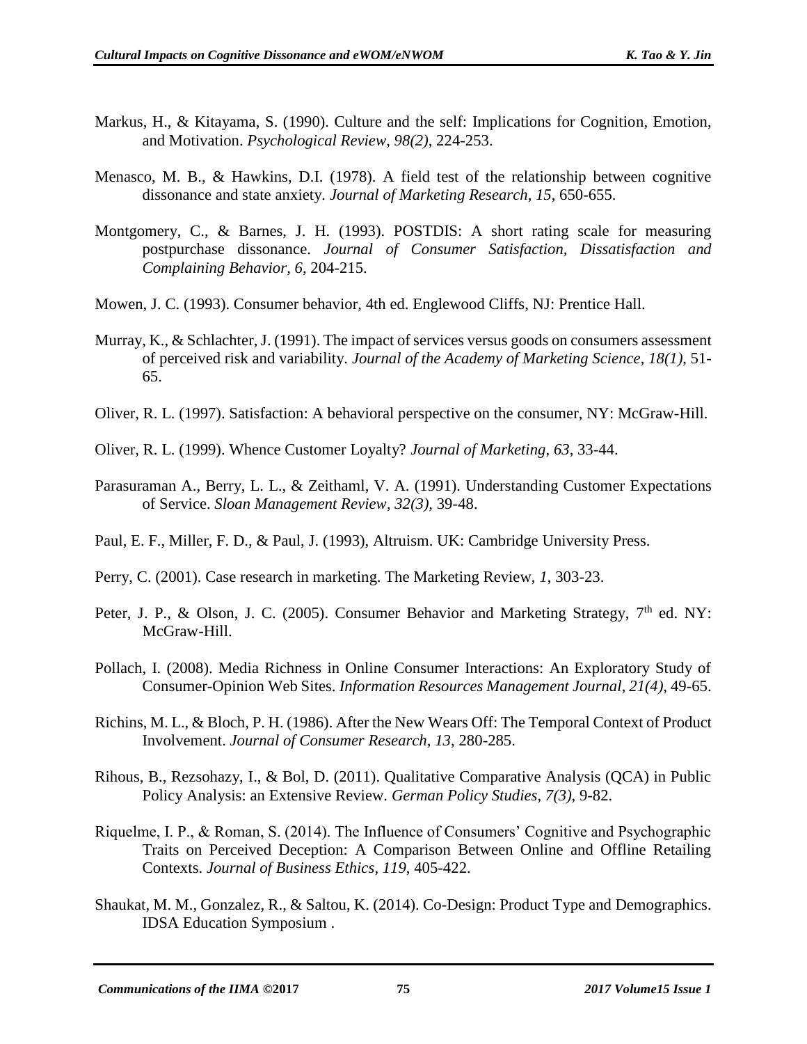Markus, H., & Kitayama, S. (1990). Culture and the self: Implications for Cognition, Emotion, and Motivation. *Psychological Review*, *98(2)*, 224-253.

Menasco, M. B., & Hawkins, D.I. (1978). A field test of the relationship between cognitive dissonance and state anxiety. *Journal of Marketing Research*, *15*, 650-655.

Montgomery, C., & Barnes, J. H. (1993). POSTDIS: A short rating scale for measuring postpurchase dissonance. *Journal of Consumer Satisfaction, Dissatisfaction and Complaining Behavior, 6*, 204-215.

Mowen, J. C. (1993). Consumer behavior, 4th ed. Englewood Cliffs, NJ: Prentice Hall.

Murray, K., & Schlachter, J. (1991). The impact of services versus goods on consumers assessment of perceived risk and variability. *Journal of the Academy of Marketing Science*, *18(1)*, 51-65.

Oliver, R. L. (1997). Satisfaction: A behavioral perspective on the consumer, NY: McGraw-Hill.

Oliver, R. L. (1999). Whence Customer Loyalty? *Journal of Marketing*, *63*, 33-44.

Parasuraman A., Berry, L. L., & Zeithaml, V. A. (1991). Understanding Customer Expectations of Service. *Sloan Management Review*, *32(3)*, 39-48.

Paul, E. F., Miller, F. D., & Paul, J. (1993), Altruism. UK: Cambridge University Press.

Perry, C. (2001). Case research in marketing. The Marketing Review, *1*, 303-23.

Peter, J. P., & Olson, J. C. (2005). Consumer Behavior and Marketing Strategy, 7th ed. NY: McGraw-Hill.

Pollach, I. (2008). Media Richness in Online Consumer Interactions: An Exploratory Study of Consumer-Opinion Web Sites. *Information Resources Management Journal*, *21(4)*, 49-65.

Richins, M. L., & Bloch, P. H. (1986). After the New Wears Off: The Temporal Context of Product Involvement. *Journal of Consumer Research*, *13*, 280-285.

Rihous, B., Rezsohazy, I., & Bol, D. (2011). Qualitative Comparative Analysis (QCA) in Public Policy Analysis: an Extensive Review. *German Policy Studies*, *7(3)*, 9-82.

Riquelme, I. P., & Roman, S. (2014). The Influence of Consumers' Cognitive and Psychographic Traits on Perceived Deception: A Comparison Between Online and Offline Retailing Contexts. *Journal of Business Ethics*, *119*, 405-422.

Shaukat, M. M., Gonzalez, R., & Saltou, K. (2014). Co-Design: Product Type and Demographics. IDSA Education Symposium .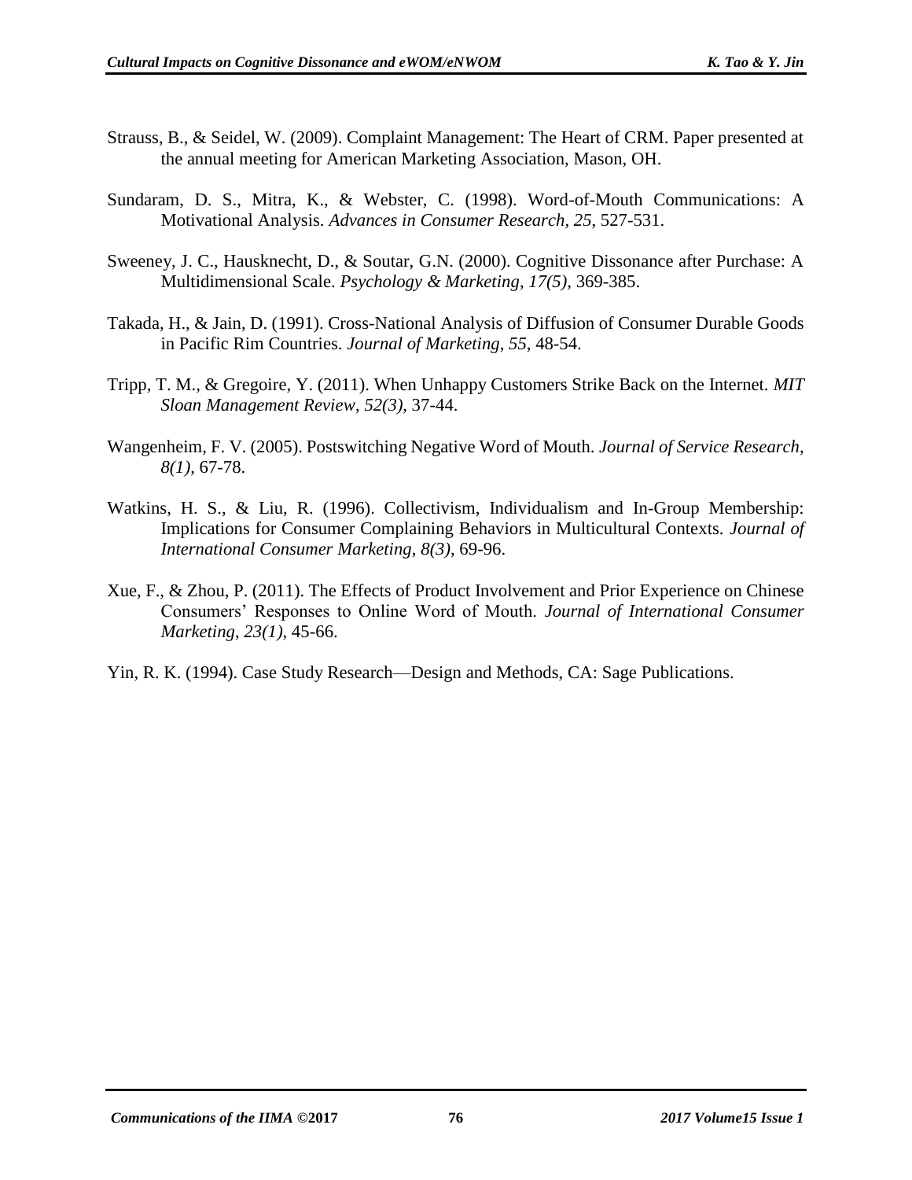Strauss, B., & Seidel, W. (2009). Complaint Management: The Heart of CRM. Paper presented at the annual meeting for American Marketing Association, Mason, OH.

Sundaram, D. S., Mitra, K., & Webster, C. (1998). Word-of-Mouth Communications: A Motivational Analysis. *Advances in Consumer Research*, *25*, 527-531.

Sweeney, J. C., Hausknecht, D., & Soutar, G.N. (2000). Cognitive Dissonance after Purchase: A Multidimensional Scale. *Psychology & Marketing*, *17(5)*, 369-385.

Takada, H., & Jain, D. (1991). Cross-National Analysis of Diffusion of Consumer Durable Goods in Pacific Rim Countries. *Journal of Marketing*, *55*, 48-54.

Tripp, T. M., & Gregoire, Y. (2011). When Unhappy Customers Strike Back on the Internet. *MIT Sloan Management Review*, *52(3)*, 37-44.

Wangenheim, F. V. (2005). Postswitching Negative Word of Mouth. *Journal of Service Research*, *8(1)*, 67-78.

Watkins, H. S., & Liu, R. (1996). Collectivism, Individualism and In-Group Membership: Implications for Consumer Complaining Behaviors in Multicultural Contexts. *Journal of International Consumer Marketing*, *8(3)*, 69-96.

Xue, F., & Zhou, P. (2011). The Effects of Product Involvement and Prior Experience on Chinese Consumers' Responses to Online Word of Mouth. *Journal of International Consumer Marketing*, *23(1)*, 45-66.

Yin, R. K. (1994). Case Study Research—Design and Methods, CA: Sage Publications.